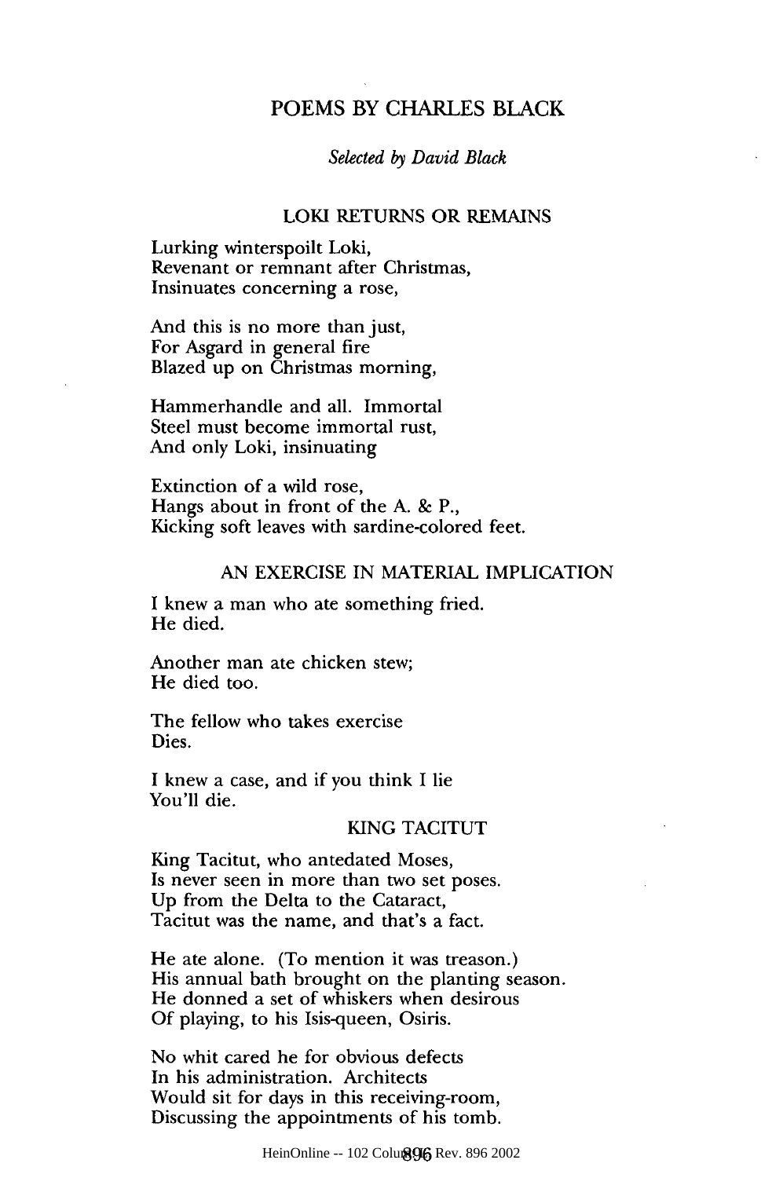# POEMS BY CHARLES BLACK

*Selected by David Black*

## LOKI RETURNS OR REMAINS

Lurking winterspoilt Loki,
Revenant or remnant after Christmas,
Insinuates concerning a rose,

And this is no more than just,
For Asgard in general fire
Blazed up on Christmas morning,

Hammerhandle and all. Immortal
Steel must become immortal rust,
And only Loki, insinuating

Extinction of a wild rose,
Hangs about in front of the A. & P.,
Kicking soft leaves with sardine-colored feet.

## AN EXERCISE IN MATERIAL IMPLICATION

I knew a man who ate something fried.
He died.

Another man ate chicken stew;
He died too.

The fellow who takes exercise
Dies.

I knew a case, and if you think I lie
You'll die.

## KING TACITUT

King Tacitut, who antedated Moses,
Is never seen in more than two set poses.
Up from the Delta to the Cataract,
Tacitut was the name, and that's a fact.

He ate alone. (To mention it was treason.)
His annual bath brought on the planting season.
He donned a set of whiskers when desirous
Of playing, to his Isis-queen, Osiris.

No whit cared he for obvious defects
In his administration. Architects
Would sit for days in this receiving-room,
Discussing the appointments of his tomb.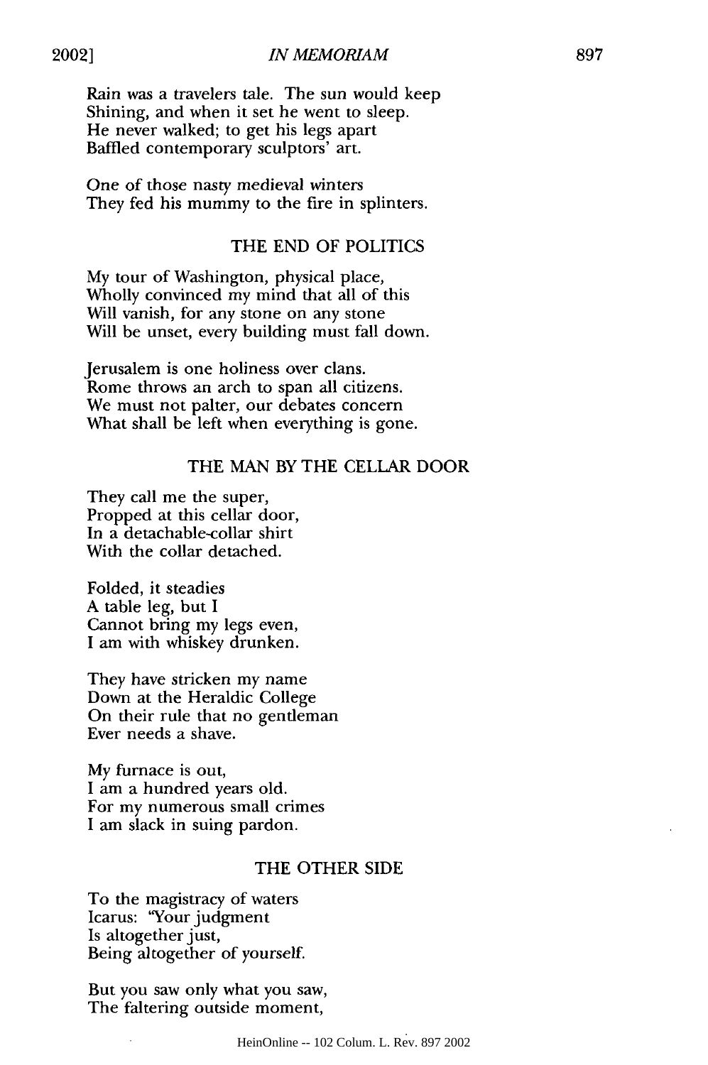Rain was a travelers tale. The sun would keep
Shining, and when it set he went to sleep.
He never walked; to get his legs apart
Baffled contemporary sculptors' art.

One of those nasty medieval winters
They fed his mummy to the fire in splinters.

### THE END OF POLITICS

My tour of Washington, physical place,
Wholly convinced my mind that all of this
Will vanish, for any stone on any stone
Will be unset, every building must fall down.

Jerusalem is one holiness over clans.
Rome throws an arch to span all citizens.
We must not palter, our debates concern
What shall be left when everything is gone.

### THE MAN BY THE CELLAR DOOR

They call me the super,
Propped at this cellar door,
In a detachable-collar shirt
With the collar detached.

Folded, it steadies
A table leg, but I
Cannot bring my legs even,
I am with whiskey drunken.

They have stricken my name
Down at the Heraldic College
On their rule that no gentleman
Ever needs a shave.

My furnace is out,
I am a hundred years old.
For my numerous small crimes
I am slack in suing pardon.

### THE OTHER SIDE

To the magistracy of waters
Icarus: "Your judgment
Is altogether just,
Being altogether of yourself.

But you saw only what you saw,
The faltering outside moment,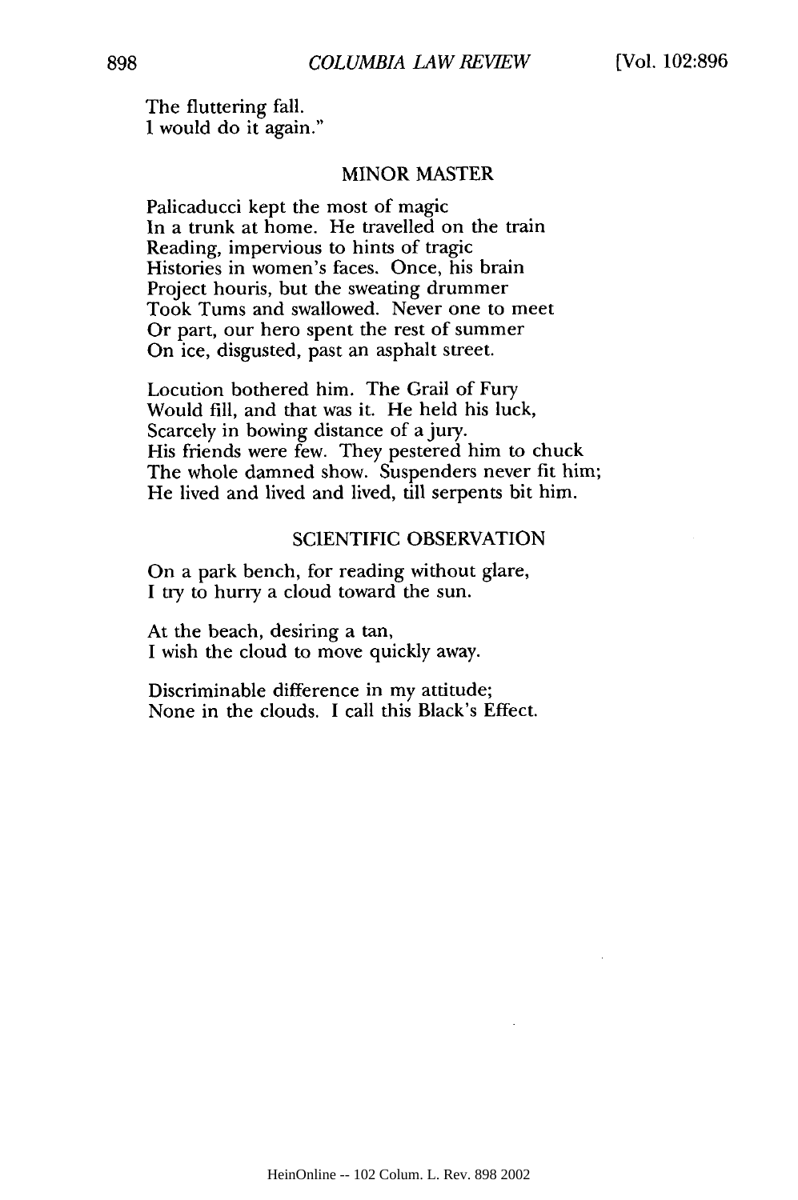The fluttering fall.
I would do it again."

## MINOR MASTER

Palicaducci kept the most of magic
In a trunk at home. He travelled on the train
Reading, impervious to hints of tragic
Histories in women's faces. Once, his brain
Project houris, but the sweating drummer
Took Tums and swallowed. Never one to meet
Or part, our hero spent the rest of summer
On ice, disgusted, past an asphalt street.

Locution bothered him. The Grail of Fury
Would fill, and that was it. He held his luck,
Scarcely in bowing distance of a jury.
His friends were few. They pestered him to chuck
The whole damned show. Suspenders never fit him;
He lived and lived and lived, till serpents bit him.

## SCIENTIFIC OBSERVATION

On a park bench, for reading without glare,
I try to hurry a cloud toward the sun.

At the beach, desiring a tan,
I wish the cloud to move quickly away.

Discriminable difference in my attitude;
None in the clouds. I call this Black's Effect.